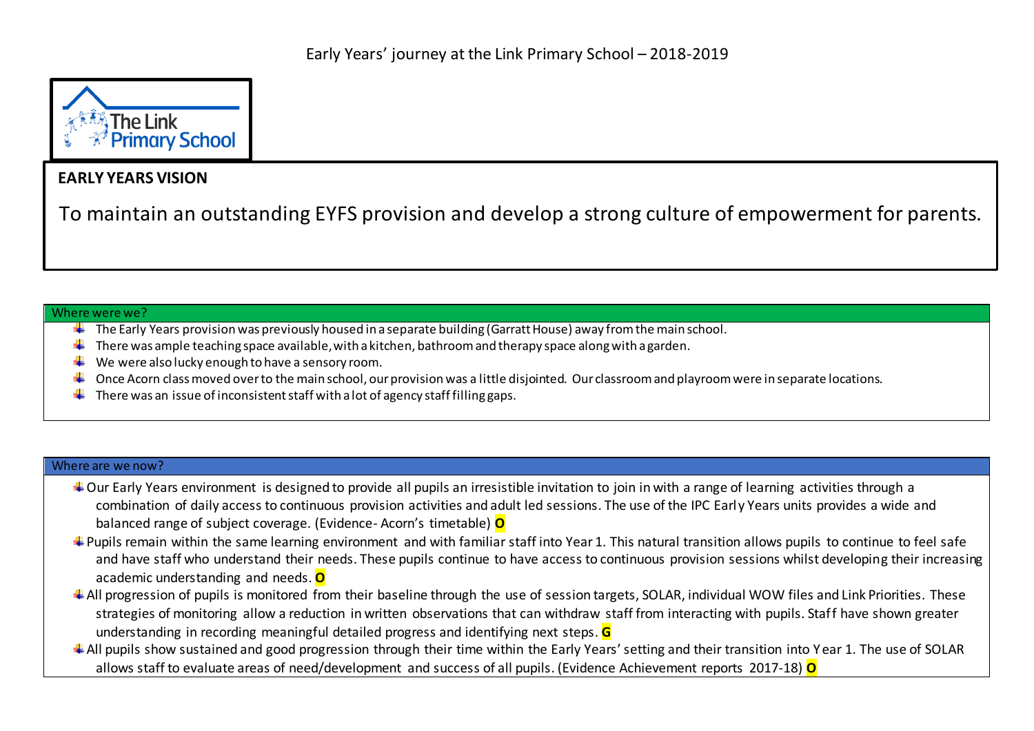# Early Years' journey at the Link Primary School – 2018-2019

The Link Primary School

## EARLY YEARS VISION

To maintain an outstanding EYFS provision and develop a strong culture of empowerment for parents.

### Where were we?

- The Early Years provision was previously housed in a separate building (Garratt House) away from the main school.
- There was ample teaching space available, with a kitchen, bathroom and therapy space along with a garden.
- We were also lucky enough to have a sensory room.
- Once Acorn class moved over to the main school, our provision was a little disjointed. Our classroom and playroom were in separate locations.
- There was an issue of inconsistent staff with a lot of agency staff filling gaps.

### Where are we now?

- Our Early Years environment is designed to provide all pupils an irresistible invitation to join in with a range of learning activities through a combination of daily access to continuous provision activities and adult led sessions. The use of the IPC Early Years units provides a wide and balanced range of subject coverage. (Evidence- Acorn's timetable) **O**
- Pupils remain within the same learning environment and with familiar staff into Year 1. This natural transition allows pupils to continue to feel safe and have staff who understand their needs. These pupils continue to have access to continuous provision sessions whilst developing their increasing academic understanding and needs. **O**
- All progression of pupils is monitored from their baseline through the use of session targets, SOLAR, individual WOW files and Link Priorities. These strategies of monitoring allow a reduction in written observations that can withdraw staff from interacting with pupils. Staff have shown greater understanding in recording meaningful detailed progress and identifying next steps. **G**
- All pupils show sustained and good progression through their time within the Early Years' setting and their transition into Year 1. The use of SOLAR allows staff to evaluate areas of need/development and success of all pupils. (Evidence Achievement reports 2017-18) **O**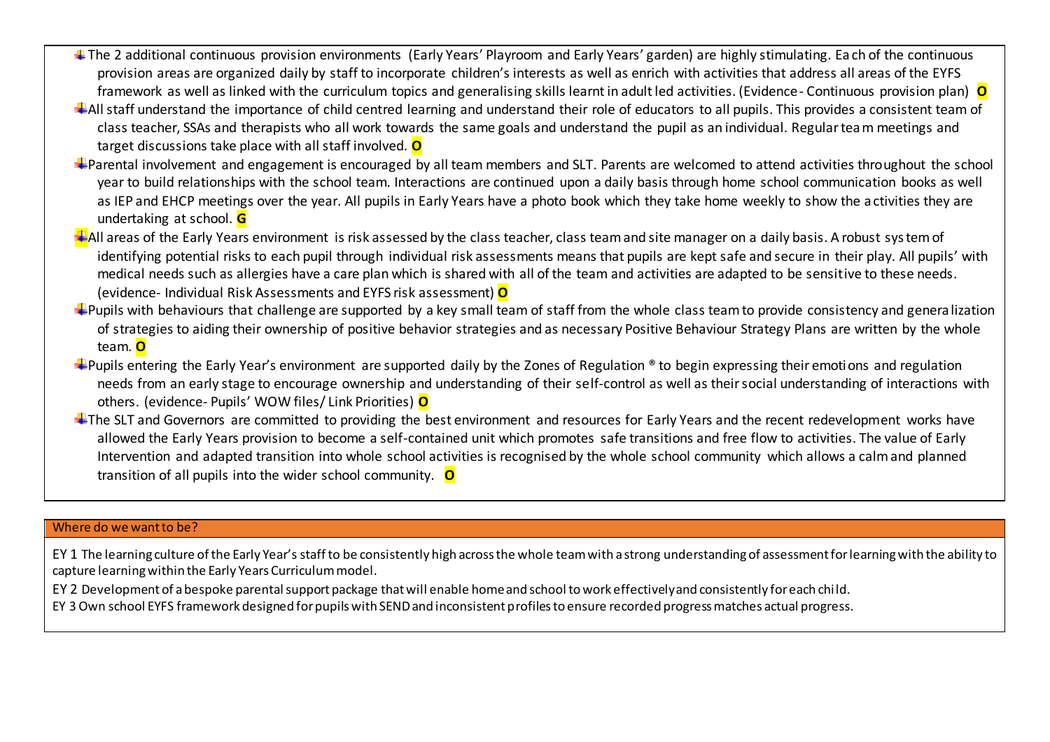- The 2 additional continuous provision environments (Early Years' Playroom and Early Years' garden) are highly stimulating. Each of the continuous provision areas are organized daily by staff to incorporate children's interests as well as enrich with activities that address all areas of the EYFS framework as well as linked with the curriculum topics and generalising skills learnt in adult led activities. (Evidence - Continuous provision plan) **O**
- All staff understand the importance of child centred learning and understand their role of educators to all pupils. This provides a consistent team of class teacher, SSAs and therapists who all work towards the same goals and understand the pupil as an individual. Regular team meetings and target discussions take place with all staff involved. **O**
- Parental involvement and engagement is encouraged by all team members and SLT. Parents are welcomed to attend activities throughout the school year to build relationships with the school team. Interactions are continued upon a daily basis through home school communication books as well as IEP and EHCP meetings over the year. All pupils in Early Years have a photo book which they take home weekly to show the activities they are undertaking at school. **G**
- All areas of the Early Years environment is risk assessed by the class teacher, class team and site manager on a daily basis. A robust system of identifying potential risks to each pupil through individual risk assessments means that pupils are kept safe and secure in their play. All pupils' with medical needs such as allergies have a care plan which is shared with all of the team and activities are adapted to be sensitive to these needs. (evidence- Individual Risk Assessments and EYFS risk assessment) **O**
- Pupils with behaviours that challenge are supported by a key small team of staff from the whole class team to provide consistency and generalization of strategies to aiding their ownership of positive behavior strategies and as necessary Positive Behaviour Strategy Plans are written by the whole team. **O**
- Pupils entering the Early Year's environment are supported daily by the Zones of Regulation ® to begin expressing their emotions and regulation needs from an early stage to encourage ownership and understanding of their self-control as well as their social understanding of interactions with others. (evidence- Pupils' WOW files/ Link Priorities) **O**
- The SLT and Governors are committed to providing the best environment and resources for Early Years and the recent redevelopment works have allowed the Early Years provision to become a self-contained unit which promotes safe transitions and free flow to activities. The value of Early Intervention and adapted transition into whole school activities is recognised by the whole school community which allows a calm and planned transition of all pupils into the wider school community. **O**

## Where do we want to be?

EY 1 The learning culture of the Early Year's staff to be consistently high across the whole team with a strong understanding of assessment for learning with the ability to capture learning within the Early Years Curriculum model.

EY 2 Development of a bespoke parental support package that will enable home and school to work effectively and consistently for each child.

EY 3 Own school EYFS framework designed for pupils with SEND and inconsistent profiles to ensure recorded progress matches actual progress.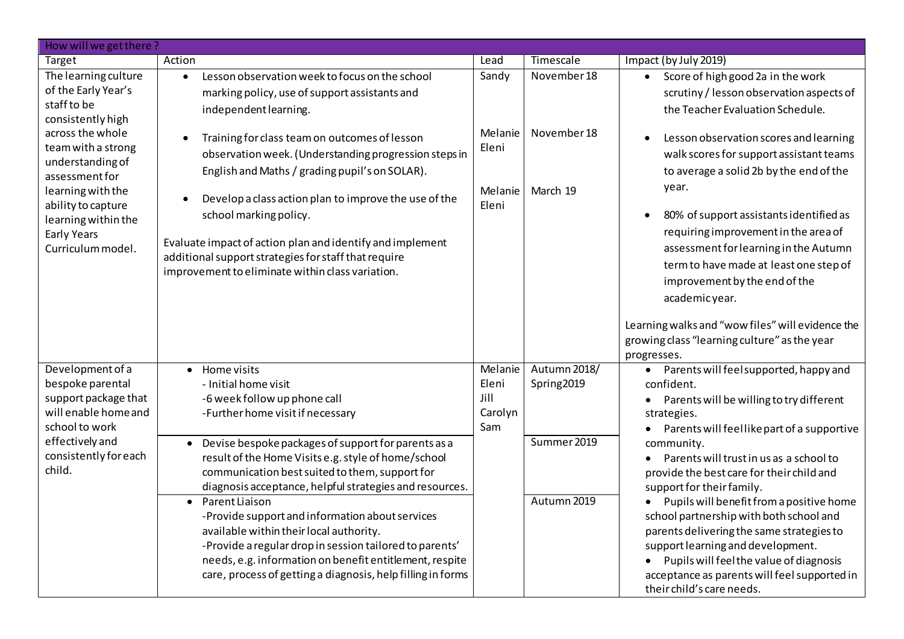| How will we get there ? | | | | |
|---|---|---|---|---|
| Target | Action | Lead | Timescale | Impact (by July 2019) |
| The learning culture of the Early Year's staff to be consistently high across the whole team with a strong understanding of assessment for learning with the ability to capture learning within the Early Years Curriculum model. | • Lesson observation week to focus on the school marking policy, use of support assistants and independent learning.<br>• Training for class team on outcomes of lesson observation week. (Understanding progression steps in English and Maths / grading pupil's on SOLAR).<br>• Develop a class action plan to improve the use of the school marking policy.<br>Evaluate impact of action plan and identify and implement additional support strategies for staff that require improvement to eliminate within class variation. | Sandy<br><br>Melanie Eleni<br><br>Melanie Eleni | November 18<br><br>November 18<br><br>March 19 | • Score of high good 2a in the work scrutiny / lesson observation aspects of the Teacher Evaluation Schedule.<br>• Lesson observation scores and learning walk scores for support assistant teams to average a solid 2b by the end of the year.<br>• 80% of support assistants identified as requiring improvement in the area of assessment for learning in the Autumn term to have made at least one step of improvement by the end of the academic year.<br>Learning walks and "wow files" will evidence the growing class "learning culture" as the year progresses. |
| Development of a bespoke parental support package that will enable home and school to work effectively and consistently for each child. | • Home visits<br>- Initial home visit<br>-6 week follow up phone call<br>-Further home visit if necessary | Melanie Eleni Jill Carolyn Sam | Autumn 2018/ Spring2019 | • Parents will feel supported, happy and confident.<br>• Parents will be willing to try different strategies.<br>• Parents will feel like part of a supportive community.<br>• Parents will trust in us as a school to provide the best care for their child and support for their family.<br>• Pupils will benefit from a positive home school partnership with both school and parents delivering the same strategies to support learning and development.<br>• Pupils will feel the value of diagnosis acceptance as parents will feel supported in their child's care needs. |
| | • Devise bespoke packages of support for parents as a result of the Home Visits e.g. style of home/school communication best suited to them, support for diagnosis acceptance, helpful strategies and resources. | | Summer 2019 | |
| | • Parent Liaison<br>-Provide support and information about services available within their local authority.<br>-Provide a regular drop in session tailored to parents' needs, e.g. information on benefit entitlement, respite care, process of getting a diagnosis, help filling in forms | | Autumn 2019 | |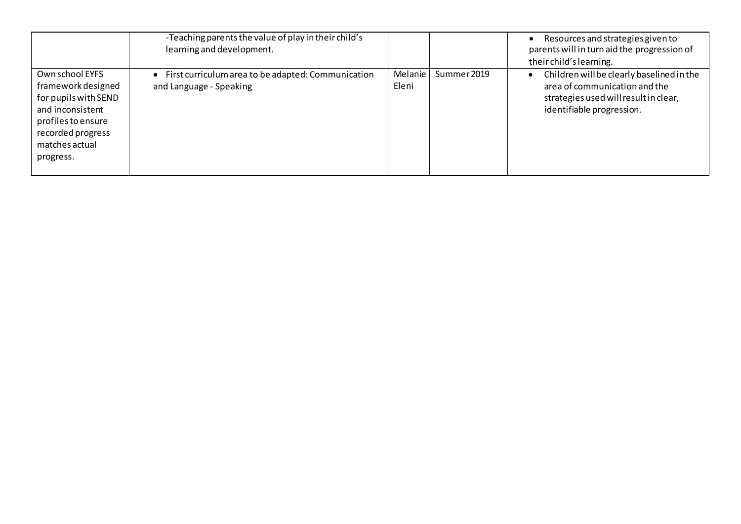| | | | | |
|---|---|---|---|---|
| | -Teaching parents the value of play in their child's learning and development. | | | • Resources and strategies given to parents will in turn aid the progression of their child's learning. |
| Own school EYFS framework designed for pupils with SEND and inconsistent profiles to ensure recorded progress matches actual progress. | • First curriculum area to be adapted: Communication and Language - Speaking | Melanie Eleni | Summer 2019 | • Children will be clearly baselined in the area of communication and the strategies used will result in clear, identifiable progression. |